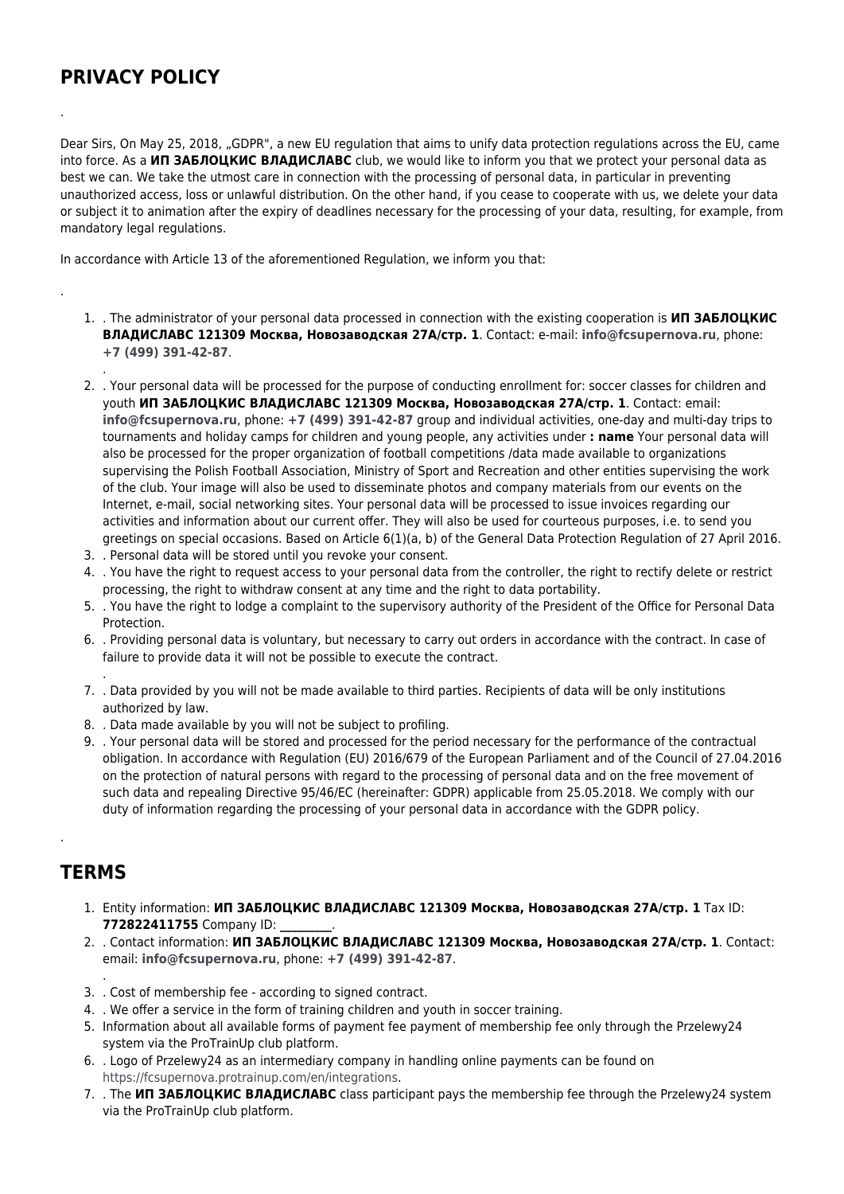# PRIVACY POLICY

.

Dear Sirs, On May 25, 2018, „GDPR", a new EU regulation that aims to unify data protection regulations across the EU, came into force. As a **ИП ЗАБЛОЦКИС ВЛАДИСЛАВС** club, we would like to inform you that we protect your personal data as best we can. We take the utmost care in connection with the processing of personal data, in particular in preventing unauthorized access, loss or unlawful distribution. On the other hand, if you cease to cooperate with us, we delete your data or subject it to animation after the expiry of deadlines necessary for the processing of your data, resulting, for example, from mandatory legal regulations.

In accordance with Article 13 of the aforementioned Regulation, we inform you that:

.

1. . The administrator of your personal data processed in connection with the existing cooperation is **ИП ЗАБЛОЦКИС ВЛАДИСЛАВС 121309 Москва, Новозаводская 27А/стр. 1**. Contact: e-mail: **info@fcsupernova.ru**, phone: **+7 (499) 391-42-87**.
   .
2. . Your personal data will be processed for the purpose of conducting enrollment for: soccer classes for children and youth **ИП ЗАБЛОЦКИС ВЛАДИСЛАВС 121309 Москва, Новозаводская 27А/стр. 1**. Contact: email: **info@fcsupernova.ru**, phone: **+7 (499) 391-42-87** group and individual activities, one-day and multi-day trips to tournaments and holiday camps for children and young people, any activities under **: name** Your personal data will also be processed for the proper organization of football competitions /data made available to organizations supervising the Polish Football Association, Ministry of Sport and Recreation and other entities supervising the work of the club. Your image will also be used to disseminate photos and company materials from our events on the Internet, e-mail, social networking sites. Your personal data will be processed to issue invoices regarding our activities and information about our current offer. They will also be used for courteous purposes, i.e. to send you greetings on special occasions. Based on Article 6(1)(a, b) of the General Data Protection Regulation of 27 April 2016.
3. . Personal data will be stored until you revoke your consent.
4. . You have the right to request access to your personal data from the controller, the right to rectify delete or restrict processing, the right to withdraw consent at any time and the right to data portability.
5. . You have the right to lodge a complaint to the supervisory authority of the President of the Office for Personal Data Protection.
6. . Providing personal data is voluntary, but necessary to carry out orders in accordance with the contract. In case of failure to provide data it will not be possible to execute the contract.
   .
7. . Data provided by you will not be made available to third parties. Recipients of data will be only institutions authorized by law.
8. . Data made available by you will not be subject to profiling.
9. . Your personal data will be stored and processed for the period necessary for the performance of the contractual obligation. In accordance with Regulation (EU) 2016/679 of the European Parliament and of the Council of 27.04.2016 on the protection of natural persons with regard to the processing of personal data and on the free movement of such data and repealing Directive 95/46/EC (hereinafter: GDPR) applicable from 25.05.2018. We comply with our duty of information regarding the processing of your personal data in accordance with the GDPR policy.

.

# TERMS

1. Entity information: **ИП ЗАБЛОЦКИС ВЛАДИСЛАВС 121309 Москва, Новозаводская 27А/стр. 1** Tax ID: **772822411755** Company ID: **________**.
2. . Contact information: **ИП ЗАБЛОЦКИС ВЛАДИСЛАВС 121309 Москва, Новозаводская 27А/стр. 1**. Contact: email: **info@fcsupernova.ru**, phone: **+7 (499) 391-42-87**.
   .
3. . Cost of membership fee - according to signed contract.
4. . We offer a service in the form of training children and youth in soccer training.
5. Information about all available forms of payment fee payment of membership fee only through the Przelewy24 system via the ProTrainUp club platform.
6. . Logo of Przelewy24 as an intermediary company in handling online payments can be found on https://fcsupernova.protrainup.com/en/integrations.
7. . The **ИП ЗАБЛОЦКИС ВЛАДИСЛАВС** class participant pays the membership fee through the Przelewy24 system via the ProTrainUp club platform.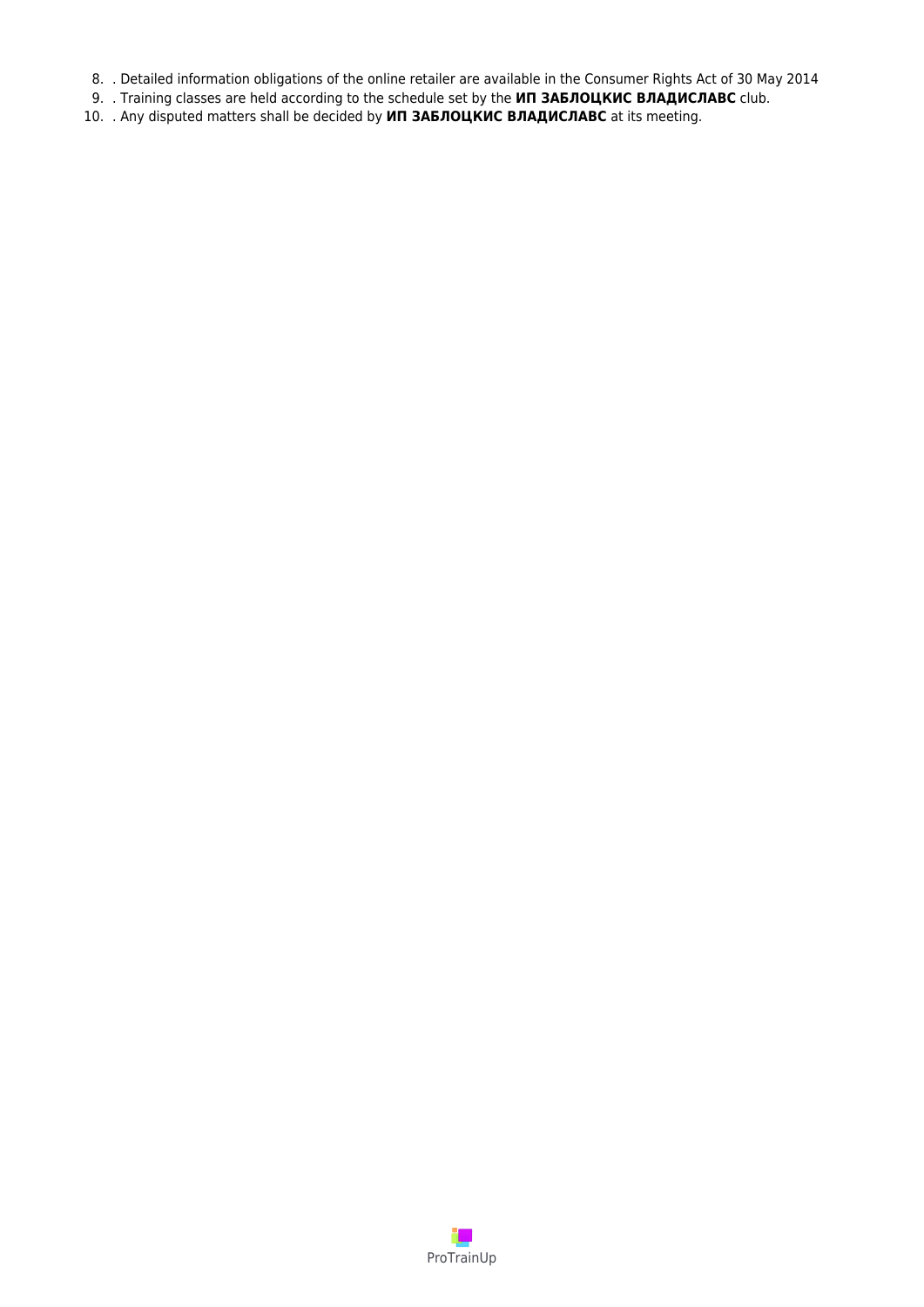8. . Detailed information obligations of the online retailer are available in the Consumer Rights Act of 30 May 2014
9. . Training classes are held according to the schedule set by the **ИП ЗАБЛОЦКИС ВЛАДИСЛАВС** club.
10. . Any disputed matters shall be decided by **ИП ЗАБЛОЦКИС ВЛАДИСЛАВС** at its meeting.